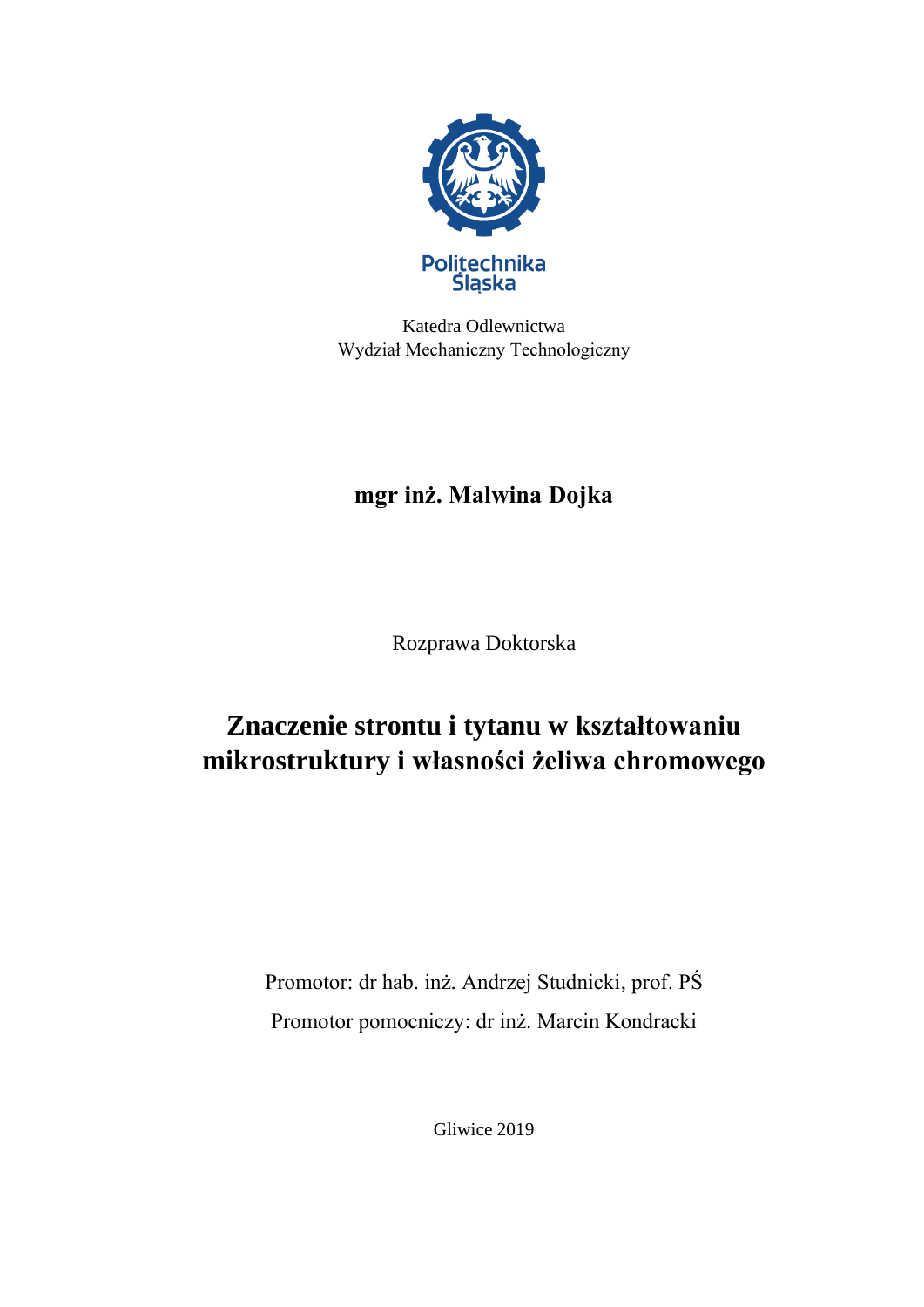Politechnika Śląska

Katedra Odlewnictwa
Wydział Mechaniczny Technologiczny

**mgr inż. Malwina Dojka**

Rozprawa Doktorska

# Znaczenie strontu i tytanu w kształtowaniu mikrostruktury i własności żeliwa chromowego

Promotor: dr hab. inż. Andrzej Studnicki, prof. PŚ

Promotor pomocniczy: dr inż. Marcin Kondracki

Gliwice 2019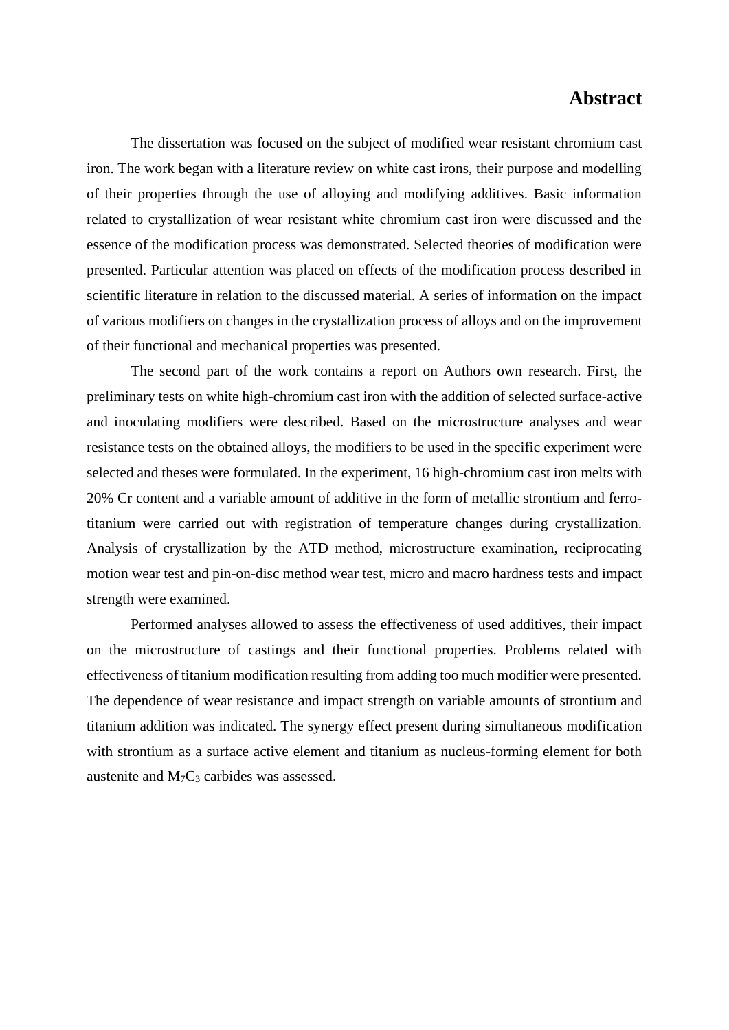# Abstract

The dissertation was focused on the subject of modified wear resistant chromium cast iron. The work began with a literature review on white cast irons, their purpose and modelling of their properties through the use of alloying and modifying additives. Basic information related to crystallization of wear resistant white chromium cast iron were discussed and the essence of the modification process was demonstrated. Selected theories of modification were presented. Particular attention was placed on effects of the modification process described in scientific literature in relation to the discussed material. A series of information on the impact of various modifiers on changes in the crystallization process of alloys and on the improvement of their functional and mechanical properties was presented.

The second part of the work contains a report on Authors own research. First, the preliminary tests on white high-chromium cast iron with the addition of selected surface-active and inoculating modifiers were described. Based on the microstructure analyses and wear resistance tests on the obtained alloys, the modifiers to be used in the specific experiment were selected and theses were formulated. In the experiment, 16 high-chromium cast iron melts with 20% Cr content and a variable amount of additive in the form of metallic strontium and ferro-titanium were carried out with registration of temperature changes during crystallization. Analysis of crystallization by the ATD method, microstructure examination, reciprocating motion wear test and pin-on-disc method wear test, micro and macro hardness tests and impact strength were examined.

Performed analyses allowed to assess the effectiveness of used additives, their impact on the microstructure of castings and their functional properties. Problems related with effectiveness of titanium modification resulting from adding too much modifier were presented. The dependence of wear resistance and impact strength on variable amounts of strontium and titanium addition was indicated. The synergy effect present during simultaneous modification with strontium as a surface active element and titanium as nucleus-forming element for both austenite and $M_7C_3$ carbides was assessed.